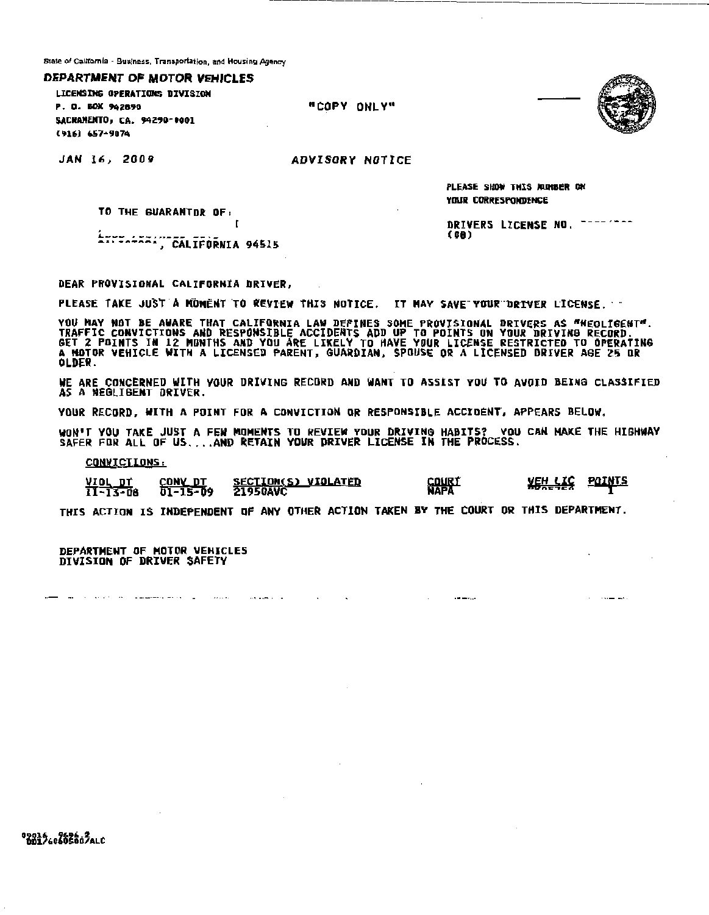State of California - Business, Transportation, and Housing Agency

**DEPARTMENT OF MOTOR VEHICLES**

LICENSING OPERATIONS DIVISION
P. O. BOX 942890
SACRAMENTO, CA. 94290-0001
(916) 657-9074

"COPY ONLY"

JAN 16, 2009

*ADVISORY NOTICE*

PLEASE SHOW THIS NUMBER ON YOUR CORRESPONDENCE

TO THE GUARANTOR OF:

, CALIFORNIA 94515

DRIVERS LICENSE NO.
(08)

DEAR PROVISIONAL CALIFORNIA DRIVER,

PLEASE TAKE JUST A MOMENT TO REVIEW THIS NOTICE. IT MAY SAVE YOUR DRIVER LICENSE.

YOU MAY NOT BE AWARE THAT CALIFORNIA LAW DEFINES SOME PROVISIONAL DRIVERS AS "NEGLIGENT". TRAFFIC CONVICTIONS AND RESPONSIBLE ACCIDENTS ADD UP TO POINTS ON YOUR DRIVING RECORD. GET 2 POINTS IN 12 MONTHS AND YOU ARE LIKELY TO HAVE YOUR LICENSE RESTRICTED TO OPERATING A MOTOR VEHICLE WITH A LICENSED PARENT, GUARDIAN, SPOUSE OR A LICENSED DRIVER AGE 25 OR OLDER.

WE ARE CONCERNED WITH YOUR DRIVING RECORD AND WANT TO ASSIST YOU TO AVOID BEING CLASSIFIED AS A NEGLIGENT DRIVER.

YOUR RECORD, WITH A POINT FOR A CONVICTION OR RESPONSIBLE ACCIDENT, APPEARS BELOW.

WON'T YOU TAKE JUST A FEW MOMENTS TO REVIEW YOUR DRIVING HABITS? YOU CAN MAKE THE HIGHWAY SAFER FOR ALL OF US....AND RETAIN YOUR DRIVER LICENSE IN THE PROCESS.

CONVICTIONS:

| VIOL DT | CONV DT | SECTION(S) VIOLATED | COURT | VEH LIC | POINTS |
|---|---|---|---|---|---|
| 11-13-08 | 01-15-09 | 21950AVC | NAPA | | 1 |

THIS ACTION IS INDEPENDENT OF ANY OTHER ACTION TAKEN BY THE COURT OR THIS DEPARTMENT.

DEPARTMENT OF MOTOR VEHICLES
DIVISION OF DRIVER SAFETY

09016 9696 2
DD1746060507ALC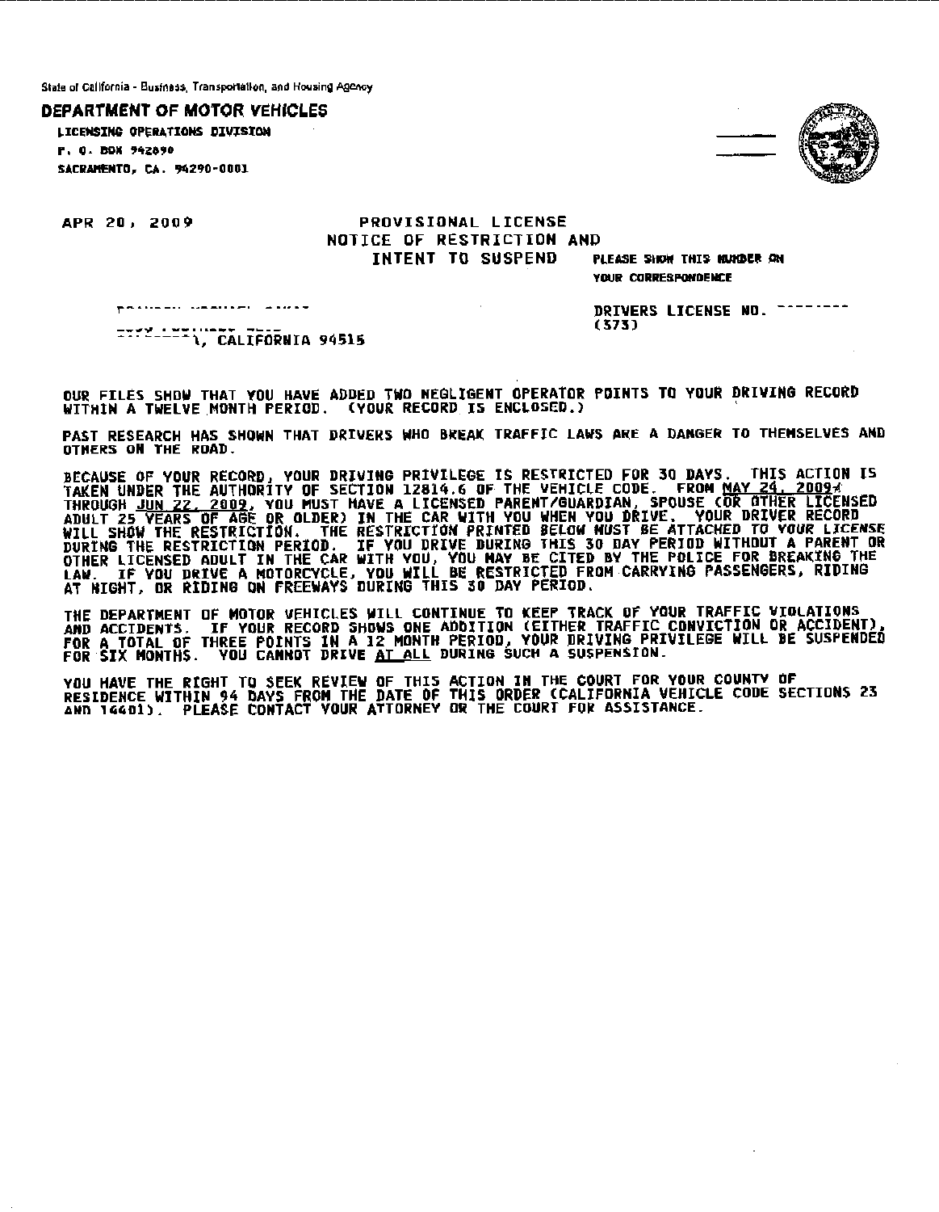State of California - Business, Transportation, and Housing Agency

**DEPARTMENT OF MOTOR VEHICLES**

LICENSING OPERATIONS DIVISION
P. O. BOX 942890
SACRAMENTO, CA. 94290-0001

APR 20, 2009

PROVISIONAL LICENSE
NOTICE OF RESTRICTION AND
INTENT TO SUSPEND

PLEASE SHOW THIS NUMBER ON YOUR CORRESPONDENCE

DRIVERS LICENSE NO.
(373)

, CALIFORNIA 94515

OUR FILES SHOW THAT YOU HAVE ADDED TWO NEGLIGENT OPERATOR POINTS TO YOUR DRIVING RECORD WITHIN A TWELVE MONTH PERIOD. (YOUR RECORD IS ENCLOSED.)

PAST RESEARCH HAS SHOWN THAT DRIVERS WHO BREAK TRAFFIC LAWS ARE A DANGER TO THEMSELVES AND OTHERS ON THE ROAD.

BECAUSE OF YOUR RECORD, YOUR DRIVING PRIVILEGE IS RESTRICTED FOR 30 DAYS. THIS ACTION IS TAKEN UNDER THE AUTHORITY OF SECTION 12814.6 OF THE VEHICLE CODE. FROM MAY 24, 2009 THROUGH JUN 22, 2009, YOU MUST HAVE A LICENSED PARENT/GUARDIAN, SPOUSE (OR OTHER LICENSED ADULT 25 YEARS OF AGE OR OLDER) IN THE CAR WITH YOU WHEN YOU DRIVE. YOUR DRIVER RECORD WILL SHOW THE RESTRICTION. THE RESTRICTION PRINTED BELOW MUST BE ATTACHED TO YOUR LICENSE DURING THE RESTRICTION PERIOD. IF YOU DRIVE DURING THIS 30 DAY PERIOD WITHOUT A PARENT OR OTHER LICENSED ADULT IN THE CAR WITH YOU, YOU MAY BE CITED BY THE POLICE FOR BREAKING THE LAW. IF YOU DRIVE A MOTORCYCLE, YOU WILL BE RESTRICTED FROM CARRYING PASSENGERS, RIDING AT NIGHT, OR RIDING ON FREEWAYS DURING THIS 30 DAY PERIOD.

THE DEPARTMENT OF MOTOR VEHICLES WILL CONTINUE TO KEEP TRACK OF YOUR TRAFFIC VIOLATIONS AND ACCIDENTS. IF YOUR RECORD SHOWS ONE ADDITION (EITHER TRAFFIC CONVICTION OR ACCIDENT), FOR A TOTAL OF THREE POINTS IN A 12 MONTH PERIOD, YOUR DRIVING PRIVILEGE WILL BE SUSPENDED FOR SIX MONTHS. YOU CANNOT DRIVE AT ALL DURING SUCH A SUSPENSION.

YOU HAVE THE RIGHT TO SEEK REVIEW OF THIS ACTION IN THE COURT FOR YOUR COUNTY OF RESIDENCE WITHIN 94 DAYS FROM THE DATE OF THIS ORDER (CALIFORNIA VEHICLE CODE SECTIONS 23 AND 14401). PLEASE CONTACT YOUR ATTORNEY OR THE COURT FOR ASSISTANCE.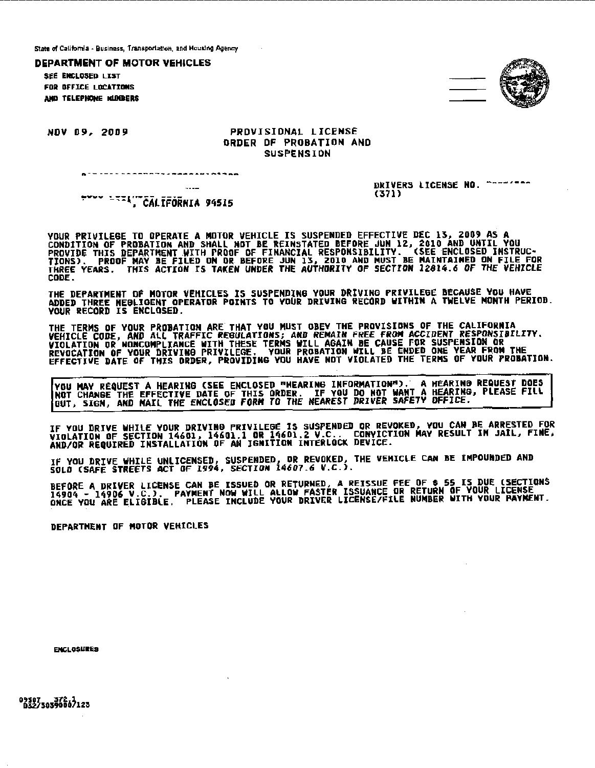State of California - Business, Transportation, and Housing Agency

**DEPARTMENT OF MOTOR VEHICLES**

SEE ENCLOSED LIST
FOR OFFICE LOCATIONS
AND TELEPHONE NUMBERS

NOV 09, 2009

## PROVISIONAL LICENSE ORDER OF PROBATION AND SUSPENSION

, CALIFORNIA 94515

DRIVERS LICENSE NO.
(371)

YOUR PRIVILEGE TO OPERATE A MOTOR VEHICLE IS SUSPENDED EFFECTIVE DEC 13, 2009 AS A CONDITION OF PROBATION AND SHALL NOT BE REINSTATED BEFORE JUN 12, 2010 AND UNTIL YOU PROVIDE THIS DEPARTMENT WITH PROOF OF FINANCIAL RESPONSIBILITY. (SEE ENCLOSED INSTRUCTIONS). PROOF MAY BE FILED ON OR BEFORE JUN 13, 2010 AND MUST BE MAINTAINED ON FILE FOR THREE YEARS. THIS ACTION IS TAKEN UNDER THE AUTHORITY OF SECTION 12814.6 OF THE VEHICLE CODE.

THE DEPARTMENT OF MOTOR VEHICLES IS SUSPENDING YOUR DRIVING PRIVILEGE BECAUSE YOU HAVE ADDED THREE NEGLIGENT OPERATOR POINTS TO YOUR DRIVING RECORD WITHIN A TWELVE MONTH PERIOD. YOUR RECORD IS ENCLOSED.

THE TERMS OF YOUR PROBATION ARE THAT YOU MUST OBEY THE PROVISIONS OF THE CALIFORNIA VEHICLE CODE, AND ALL TRAFFIC REGULATIONS; AND REMAIN FREE FROM ACCIDENT RESPONSIBILITY. VIOLATION OR NONCOMPLIANCE WITH THESE TERMS WILL AGAIN BE CAUSE FOR SUSPENSION OR REVOCATION OF YOUR DRIVING PRIVILEGE. YOUR PROBATION WILL BE ENDED ONE YEAR FROM THE EFFECTIVE DATE OF THIS ORDER, PROVIDING YOU HAVE NOT VIOLATED THE TERMS OF YOUR PROBATION.

YOU MAY REQUEST A HEARING (SEE ENCLOSED "HEARING INFORMATION"). A HEARING REQUEST DOES NOT CHANGE THE EFFECTIVE DATE OF THIS ORDER. IF YOU DO NOT WANT A HEARING, PLEASE FILL OUT, SIGN, AND MAIL THE ENCLOSED FORM TO THE NEAREST DRIVER SAFETY OFFICE.

IF YOU DRIVE WHILE YOUR DRIVING PRIVILEGE IS SUSPENDED OR REVOKED, YOU CAN BE ARRESTED FOR VIOLATION OF SECTION 14601, 14601.1 OR 14601.2 V.C.. CONVICTION MAY RESULT IN JAIL, FINE, AND/OR REQUIRED INSTALLATION OF AN IGNITION INTERLOCK DEVICE.

IF YOU DRIVE WHILE UNLICENSED, SUSPENDED, OR REVOKED, THE VEHICLE CAN BE IMPOUNDED AND SOLD (SAFE STREETS ACT OF 1994, SECTION 14607.6 V.C.).

BEFORE A DRIVER LICENSE CAN BE ISSUED OR RETURNED, A REISSUE FEE OF $ 55 IS DUE (SECTIONS 14904 - 14906 V.C.). PAYMENT NOW WILL ALLOW FASTER ISSUANCE OR RETURN OF YOUR LICENSE ONCE YOU ARE ELIGIBLE. PLEASE INCLUDE YOUR DRIVER LICENSE/FILE NUMBER WITH YOUR PAYMENT.

DEPARTMENT OF MOTOR VEHICLES

ENCLOSURES

09507 372.1
D32/30390007123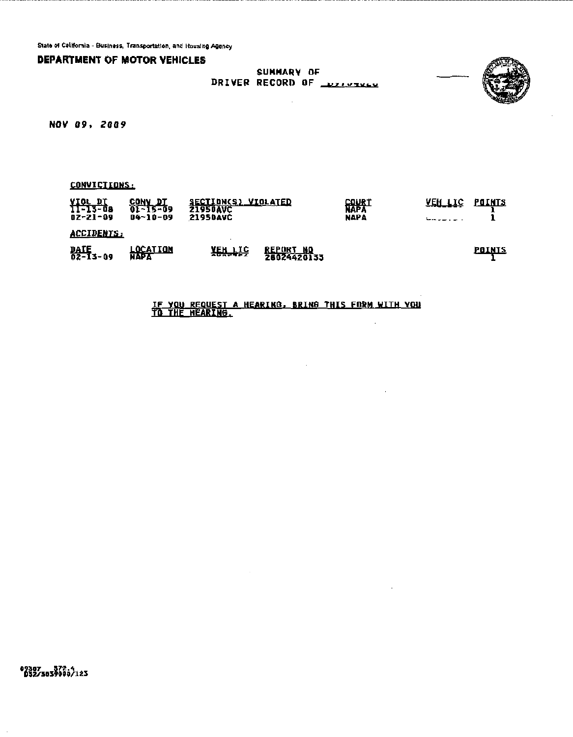State of California - Business, Transportation, and Housing Agency

**DEPARTMENT OF MOTOR VEHICLES**

SUMMARY OF
DRIVER RECORD OF

NOV 09, 2009

CONVICTIONS:

| VIOL DT | CONV DT | SECTION(S) VIOLATED | COURT | VEH LIC | POINTS |
|---|---|---|---|---|---|
| 11-13-08 | 01-15-09 | 21950AVC | NAPA | | 1 |
| 02-21-09 | 04-10-09 | 21950AVC | NAPA | | 1 |

ACCIDENTS:

| DATE | LOCATION | VEH LIC | REPORT NO | POINTS |
|---|---|---|---|---|
| 02-13-09 | NAPA | | 28024420133 | 1 |

IF YOU REQUEST A HEARING, BRING THIS FORM WITH YOU TO THE HEARING.

09307 372.4
D32/3039000/123